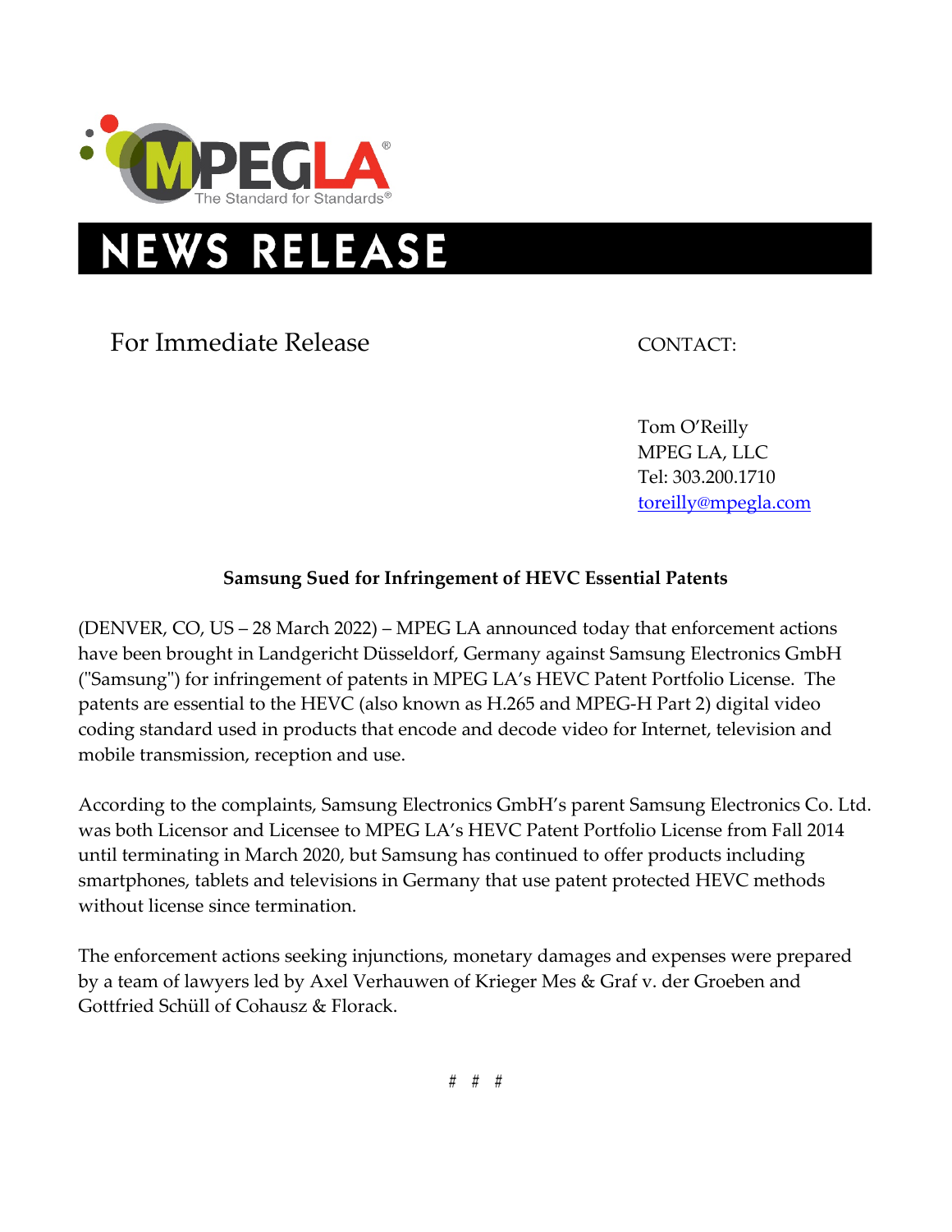# NEWS RELEASE

For Immediate Release

CONTACT:

Tom O'Reilly
MPEG LA, LLC
Tel: 303.200.1710
toreilly@mpegla.com

**Samsung Sued for Infringement of HEVC Essential Patents**

(DENVER, CO, US – 28 March 2022) – MPEG LA announced today that enforcement actions have been brought in Landgericht Düsseldorf, Germany against Samsung Electronics GmbH ("Samsung") for infringement of patents in MPEG LA's HEVC Patent Portfolio License. The patents are essential to the HEVC (also known as H.265 and MPEG-H Part 2) digital video coding standard used in products that encode and decode video for Internet, television and mobile transmission, reception and use.

According to the complaints, Samsung Electronics GmbH's parent Samsung Electronics Co. Ltd. was both Licensor and Licensee to MPEG LA's HEVC Patent Portfolio License from Fall 2014 until terminating in March 2020, but Samsung has continued to offer products including smartphones, tablets and televisions in Germany that use patent protected HEVC methods without license since termination.

The enforcement actions seeking injunctions, monetary damages and expenses were prepared by a team of lawyers led by Axel Verhauwen of Krieger Mes & Graf v. der Groeben and Gottfried Schüll of Cohausz & Florack.

# # #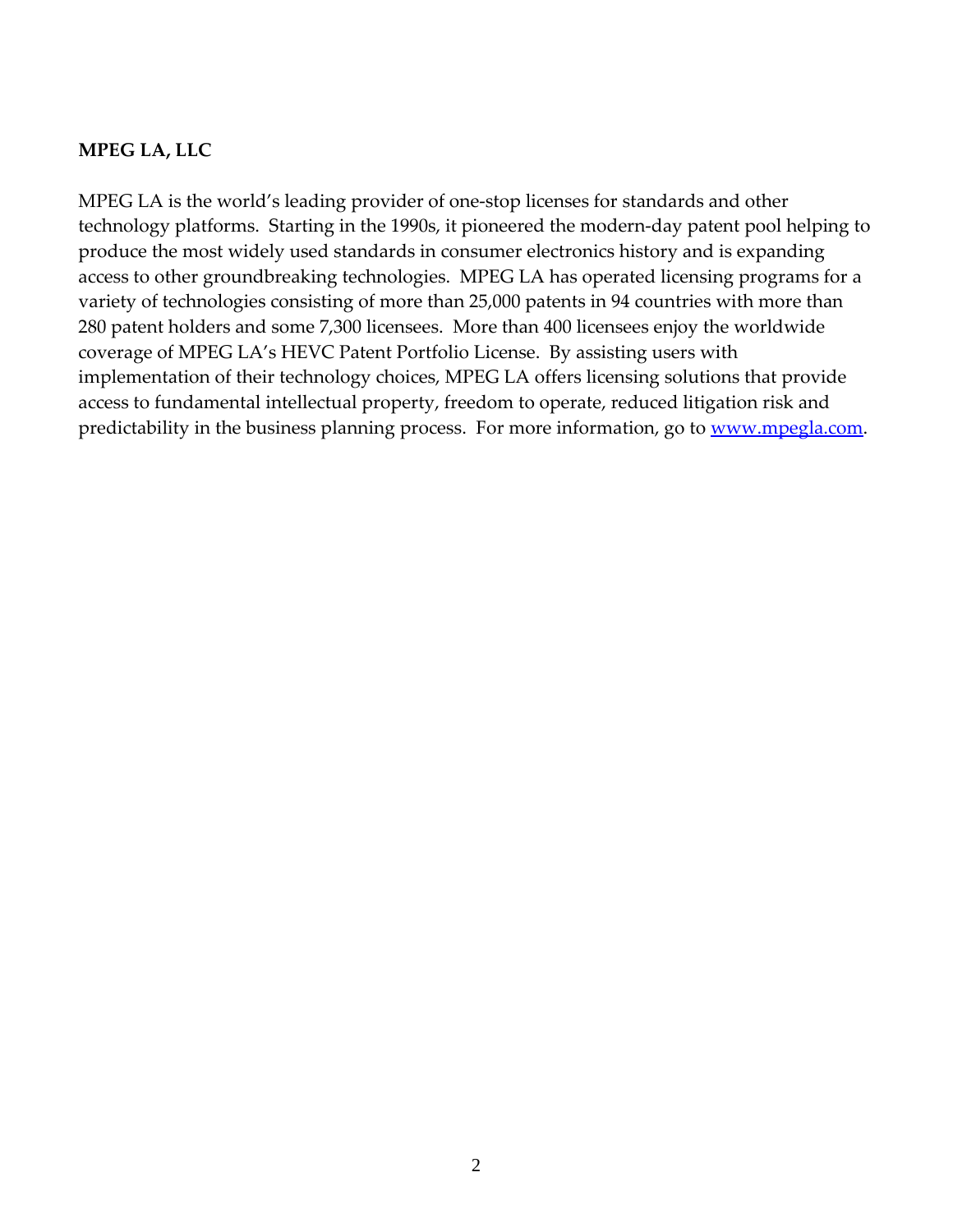**MPEG LA, LLC**

MPEG LA is the world's leading provider of one-stop licenses for standards and other technology platforms. Starting in the 1990s, it pioneered the modern-day patent pool helping to produce the most widely used standards in consumer electronics history and is expanding access to other groundbreaking technologies. MPEG LA has operated licensing programs for a variety of technologies consisting of more than 25,000 patents in 94 countries with more than 280 patent holders and some 7,300 licensees. More than 400 licensees enjoy the worldwide coverage of MPEG LA's HEVC Patent Portfolio License. By assisting users with implementation of their technology choices, MPEG LA offers licensing solutions that provide access to fundamental intellectual property, freedom to operate, reduced litigation risk and predictability in the business planning process. For more information, go to [www.mpegla.com](http://www.mpegla.com).